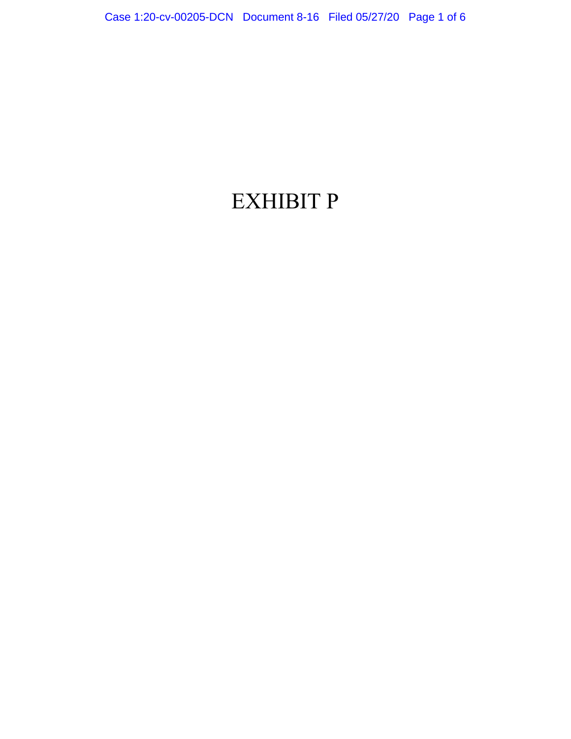# EXHIBIT P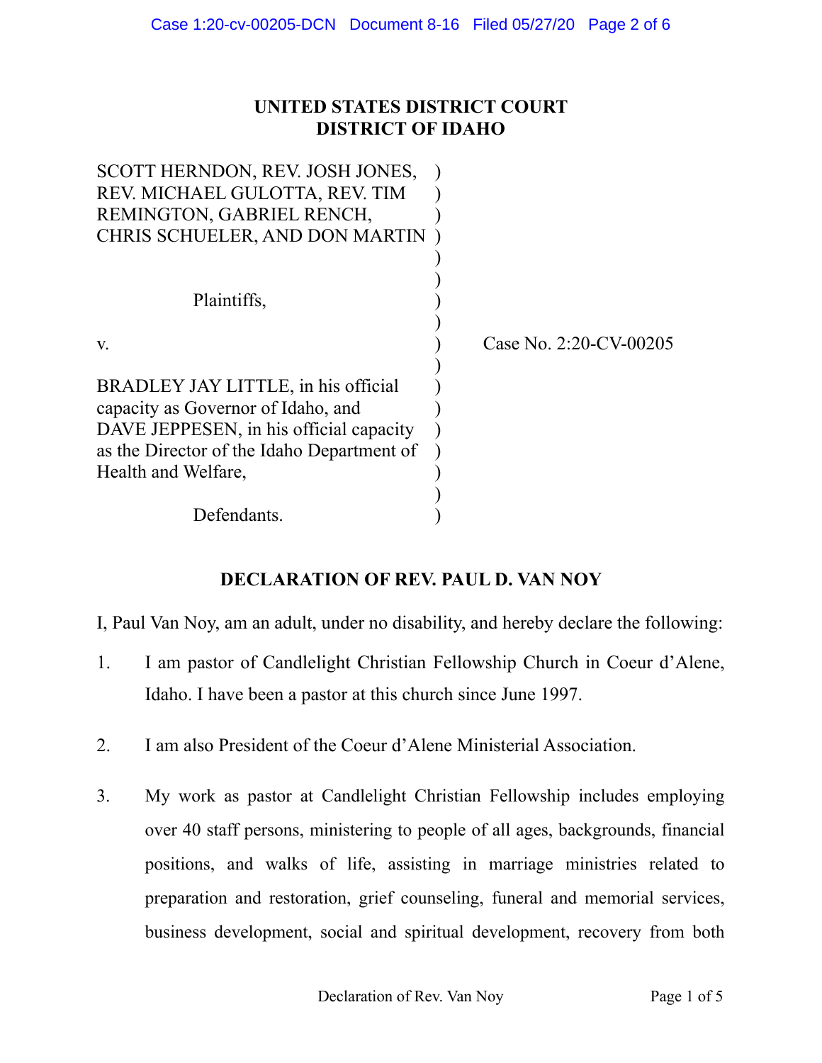**UNITED STATES DISTRICT COURT**
**DISTRICT OF IDAHO**

| | |
|---|---|
| SCOTT HERNDON, REV. JOSH JONES, REV. MICHAEL GULOTTA, REV. TIM REMINGTON, GABRIEL RENCH, CHRIS SCHUELER, AND DON MARTIN<br><br>Plaintiffs,<br><br>v.<br><br>BRADLEY JAY LITTLE, in his official capacity as Governor of Idaho, and DAVE JEPPESEN, in his official capacity as the Director of the Idaho Department of Health and Welfare,<br><br>Defendants. | Case No. 2:20-CV-00205 |

## DECLARATION OF REV. PAUL D. VAN NOY

I, Paul Van Noy, am an adult, under no disability, and hereby declare the following:

1. I am pastor of Candlelight Christian Fellowship Church in Coeur d'Alene, Idaho. I have been a pastor at this church since June 1997.

2. I am also President of the Coeur d'Alene Ministerial Association.

3. My work as pastor at Candlelight Christian Fellowship includes employing over 40 staff persons, ministering to people of all ages, backgrounds, financial positions, and walks of life, assisting in marriage ministries related to preparation and restoration, grief counseling, funeral and memorial services, business development, social and spiritual development, recovery from both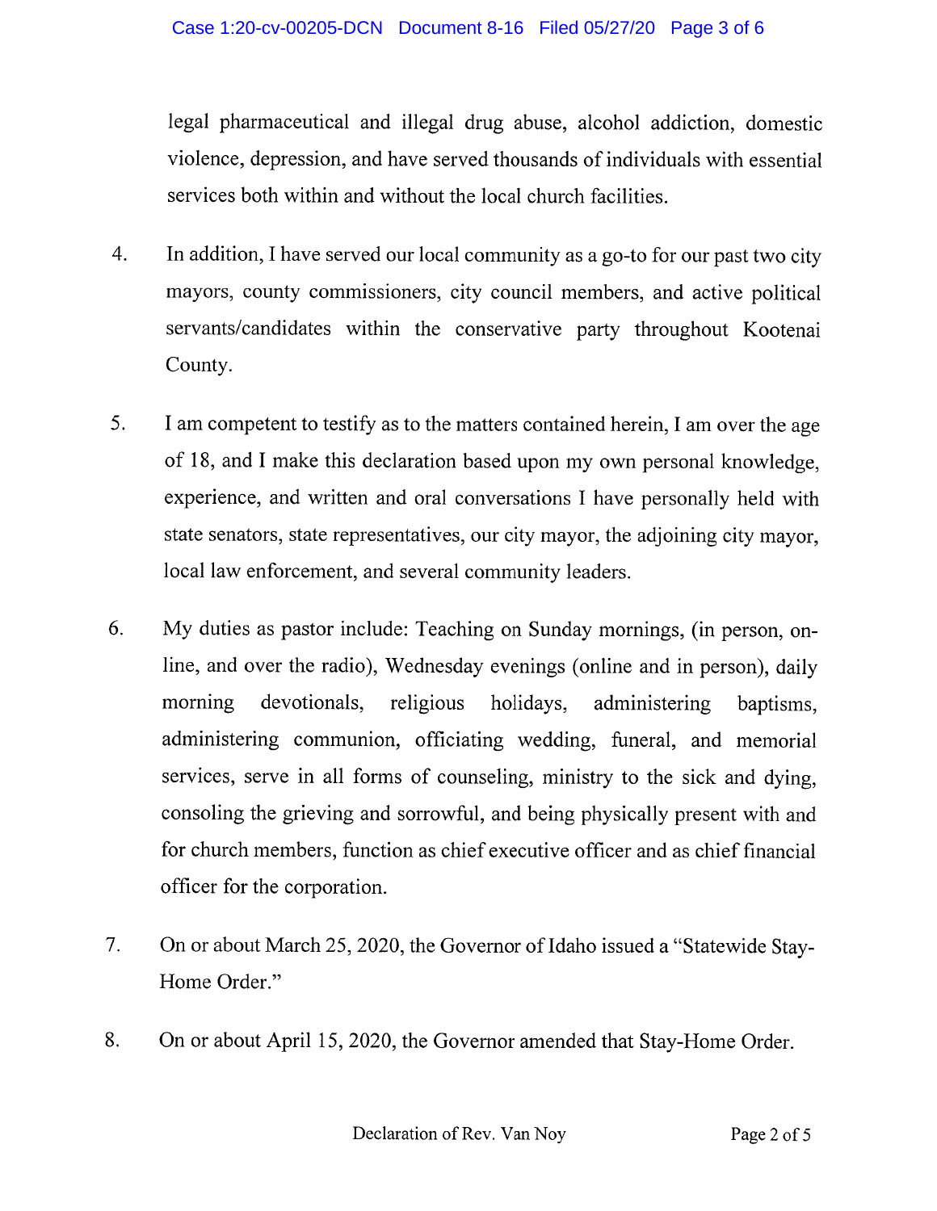legal pharmaceutical and illegal drug abuse, alcohol addiction, domestic violence, depression, and have served thousands of individuals with essential services both within and without the local church facilities.

4. In addition, I have served our local community as a go-to for our past two city mayors, county commissioners, city council members, and active political servants/candidates within the conservative party throughout Kootenai County.

5. I am competent to testify as to the matters contained herein, I am over the age of 18, and I make this declaration based upon my own personal knowledge, experience, and written and oral conversations I have personally held with state senators, state representatives, our city mayor, the adjoining city mayor, local law enforcement, and several community leaders.

6. My duties as pastor include: Teaching on Sunday mornings, (in person, on-line, and over the radio), Wednesday evenings (online and in person), daily morning devotionals, religious holidays, administering baptisms, administering communion, officiating wedding, funeral, and memorial services, serve in all forms of counseling, ministry to the sick and dying, consoling the grieving and sorrowful, and being physically present with and for church members, function as chief executive officer and as chief financial officer for the corporation.

7. On or about March 25, 2020, the Governor of Idaho issued a "Statewide Stay-Home Order."

8. On or about April 15, 2020, the Governor amended that Stay-Home Order.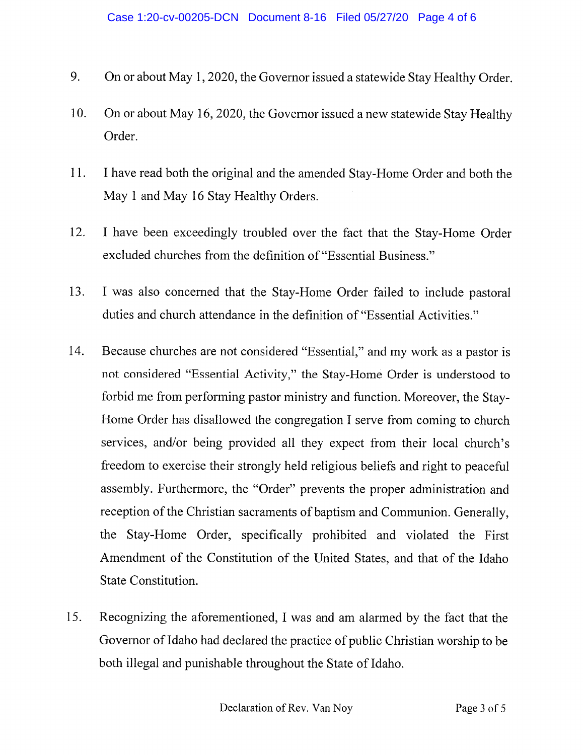9. On or about May 1, 2020, the Governor issued a statewide Stay Healthy Order.

10. On or about May 16, 2020, the Governor issued a new statewide Stay Healthy Order.

11. I have read both the original and the amended Stay-Home Order and both the May 1 and May 16 Stay Healthy Orders.

12. I have been exceedingly troubled over the fact that the Stay-Home Order excluded churches from the definition of "Essential Business."

13. I was also concerned that the Stay-Home Order failed to include pastoral duties and church attendance in the definition of "Essential Activities."

14. Because churches are not considered "Essential," and my work as a pastor is not considered "Essential Activity," the Stay-Home Order is understood to forbid me from performing pastor ministry and function. Moreover, the Stay-Home Order has disallowed the congregation I serve from coming to church services, and/or being provided all they expect from their local church's freedom to exercise their strongly held religious beliefs and right to peaceful assembly. Furthermore, the "Order" prevents the proper administration and reception of the Christian sacraments of baptism and Communion. Generally, the Stay-Home Order, specifically prohibited and violated the First Amendment of the Constitution of the United States, and that of the Idaho State Constitution.

15. Recognizing the aforementioned, I was and am alarmed by the fact that the Governor of Idaho had declared the practice of public Christian worship to be both illegal and punishable throughout the State of Idaho.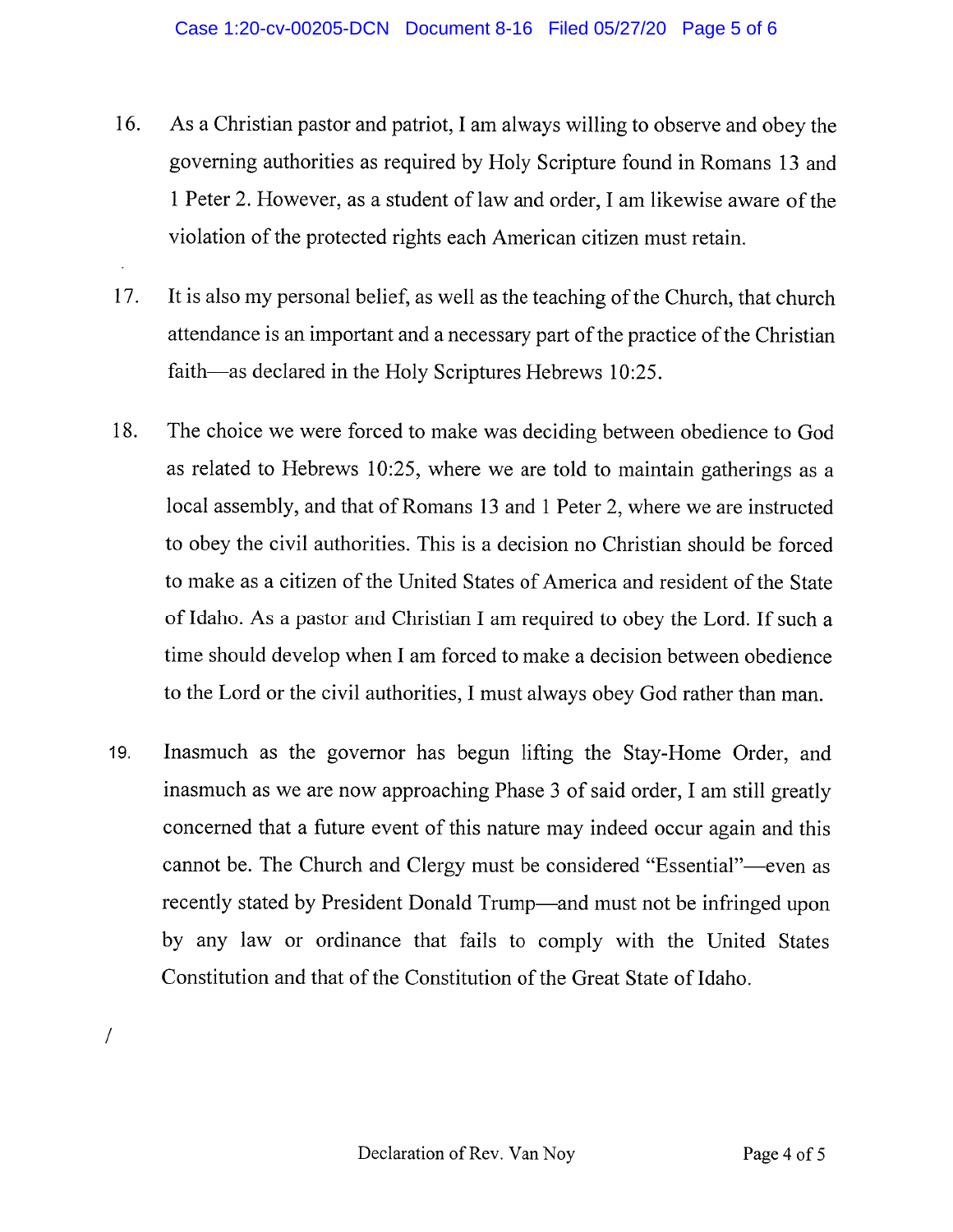16. As a Christian pastor and patriot, I am always willing to observe and obey the governing authorities as required by Holy Scripture found in Romans 13 and 1 Peter 2. However, as a student of law and order, I am likewise aware of the violation of the protected rights each American citizen must retain.

17. It is also my personal belief, as well as the teaching of the Church, that church attendance is an important and a necessary part of the practice of the Christian faith—as declared in the Holy Scriptures Hebrews 10:25.

18. The choice we were forced to make was deciding between obedience to God as related to Hebrews 10:25, where we are told to maintain gatherings as a local assembly, and that of Romans 13 and 1 Peter 2, where we are instructed to obey the civil authorities. This is a decision no Christian should be forced to make as a citizen of the United States of America and resident of the State of Idaho. As a pastor and Christian I am required to obey the Lord. If such a time should develop when I am forced to make a decision between obedience to the Lord or the civil authorities, I must always obey God rather than man.

19. Inasmuch as the governor has begun lifting the Stay-Home Order, and inasmuch as we are now approaching Phase 3 of said order, I am still greatly concerned that a future event of this nature may indeed occur again and this cannot be. The Church and Clergy must be considered "Essential"—even as recently stated by President Donald Trump—and must not be infringed upon by any law or ordinance that fails to comply with the United States Constitution and that of the Constitution of the Great State of Idaho.

/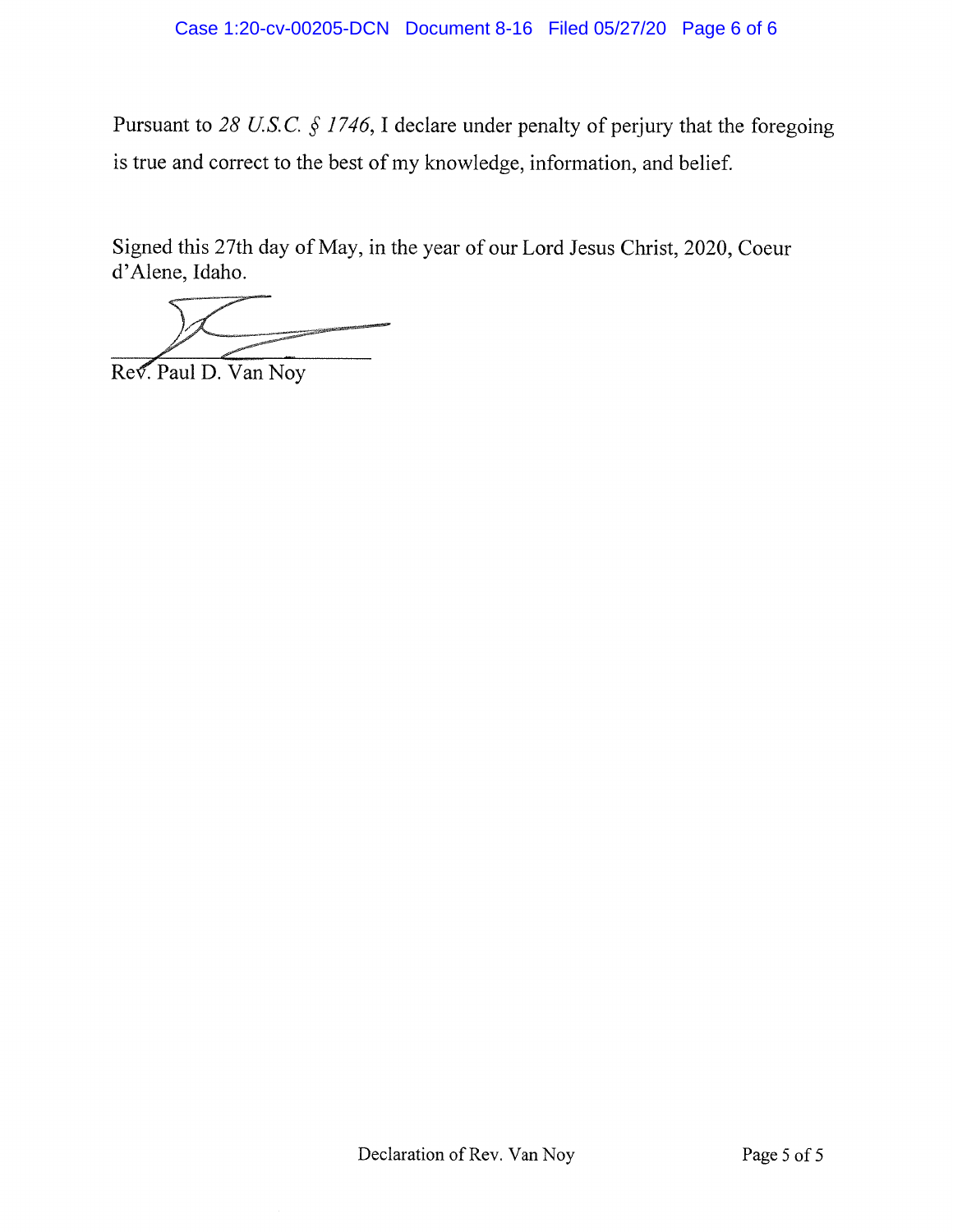Pursuant to *28 U.S.C. § 1746*, I declare under penalty of perjury that the foregoing is true and correct to the best of my knowledge, information, and belief.

Signed this 27th day of May, in the year of our Lord Jesus Christ, 2020, Coeur d'Alene, Idaho.

Rev. Paul D. Van Noy

Declaration of Rev. Van Noy